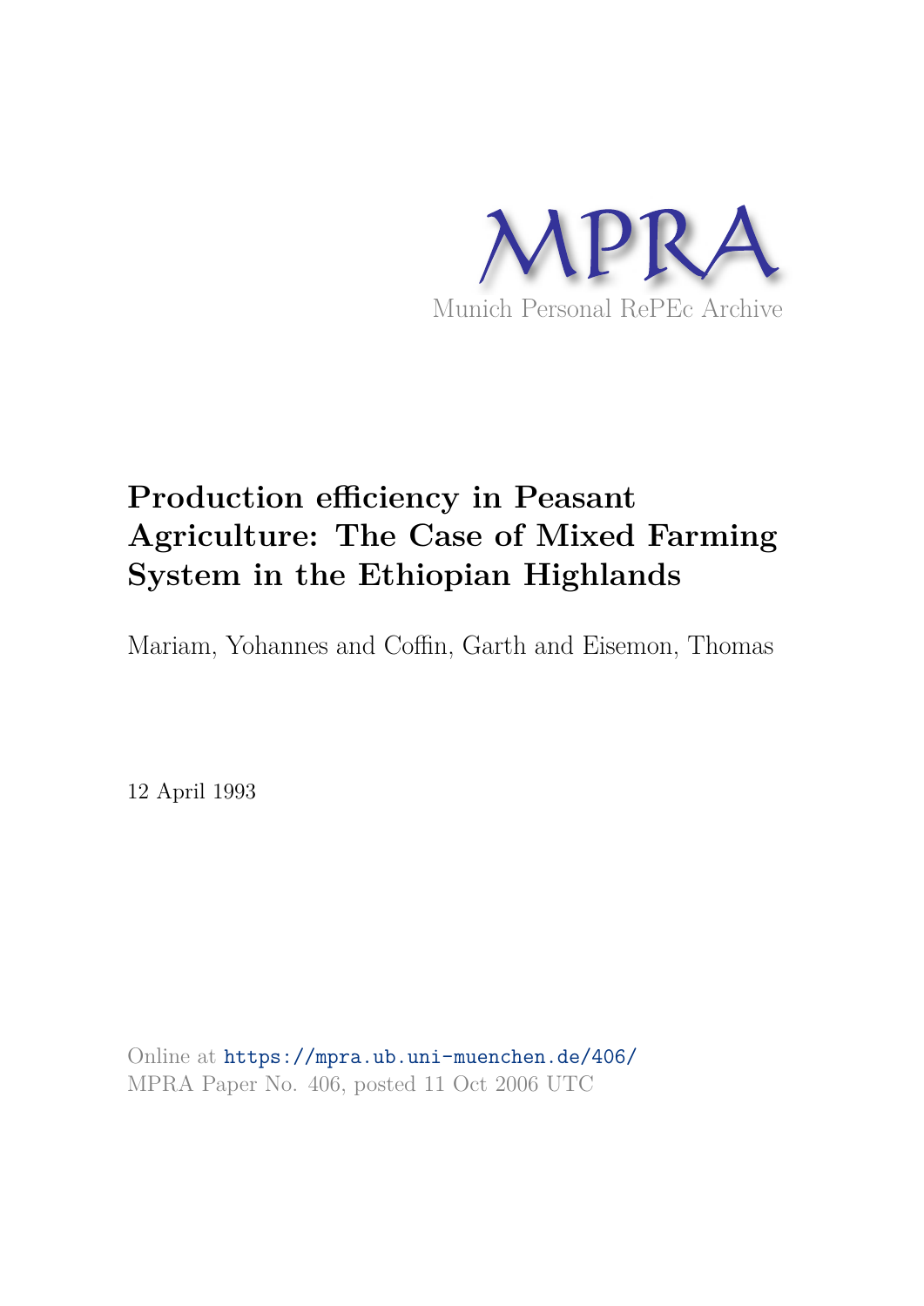MPRA

Munich Personal RePEc Archive

# Production efficiency in Peasant Agriculture: The Case of Mixed Farming System in the Ethiopian Highlands

Mariam, Yohannes and Coffin, Garth and Eisemon, Thomas

12 April 1993

Online at https://mpra.ub.uni-muenchen.de/406/

MPRA Paper No. 406, posted 11 Oct 2006 UTC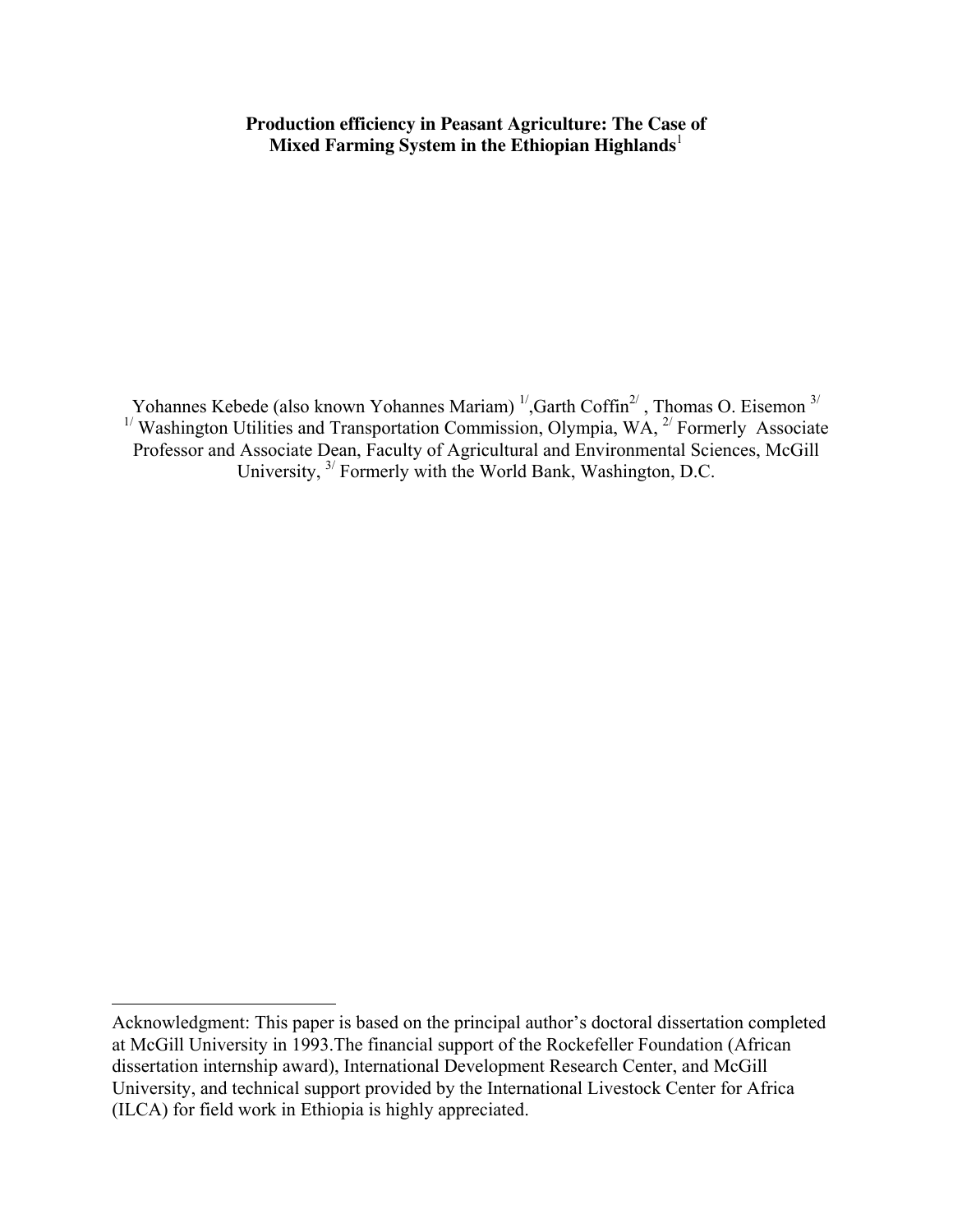**Production efficiency in Peasant Agriculture: The Case of Mixed Farming System in the Ethiopian Highlands**[1]

Yohannes Kebede (also known Yohannes Mariam) [1/],Garth Coffin[2/] , Thomas O. Eisemon [3/]
[1/] Washington Utilities and Transportation Commission, Olympia, WA, [2/] Formerly Associate Professor and Associate Dean, Faculty of Agricultural and Environmental Sciences, McGill University, [3/] Formerly with the World Bank, Washington, D.C.

---

Acknowledgment: This paper is based on the principal author's doctoral dissertation completed at McGill University in 1993.The financial support of the Rockefeller Foundation (African dissertation internship award), International Development Research Center, and McGill University, and technical support provided by the International Livestock Center for Africa (ILCA) for field work in Ethiopia is highly appreciated.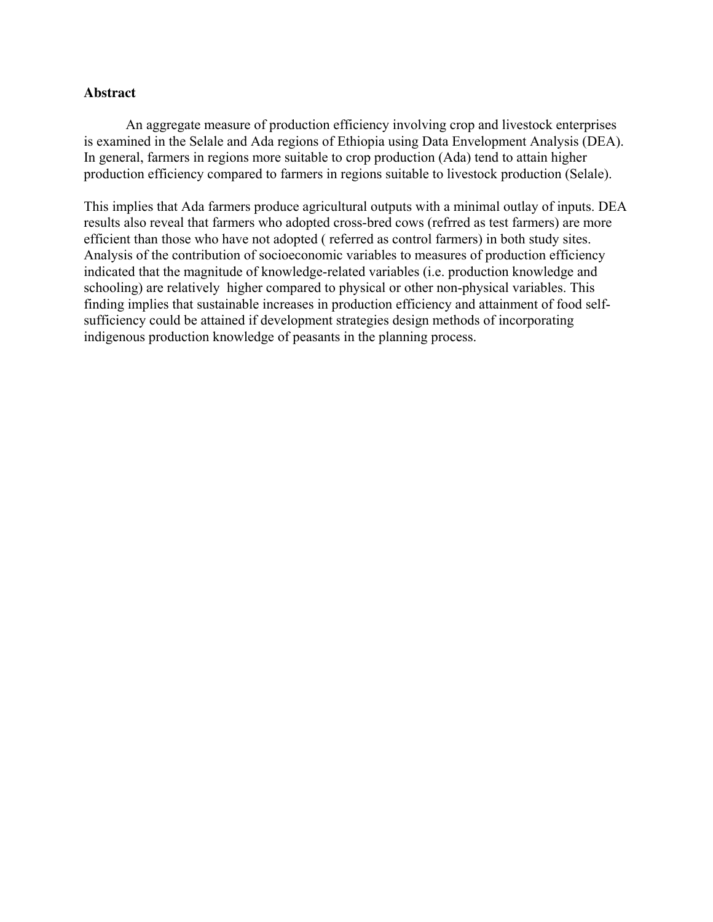## Abstract

An aggregate measure of production efficiency involving crop and livestock enterprises is examined in the Selale and Ada regions of Ethiopia using Data Envelopment Analysis (DEA). In general, farmers in regions more suitable to crop production (Ada) tend to attain higher production efficiency compared to farmers in regions suitable to livestock production (Selale).

This implies that Ada farmers produce agricultural outputs with a minimal outlay of inputs. DEA results also reveal that farmers who adopted cross-bred cows (refrred as test farmers) are more efficient than those who have not adopted ( referred as control farmers) in both study sites. Analysis of the contribution of socioeconomic variables to measures of production efficiency indicated that the magnitude of knowledge-related variables (i.e. production knowledge and schooling) are relatively higher compared to physical or other non-physical variables. This finding implies that sustainable increases in production efficiency and attainment of food self-sufficiency could be attained if development strategies design methods of incorporating indigenous production knowledge of peasants in the planning process.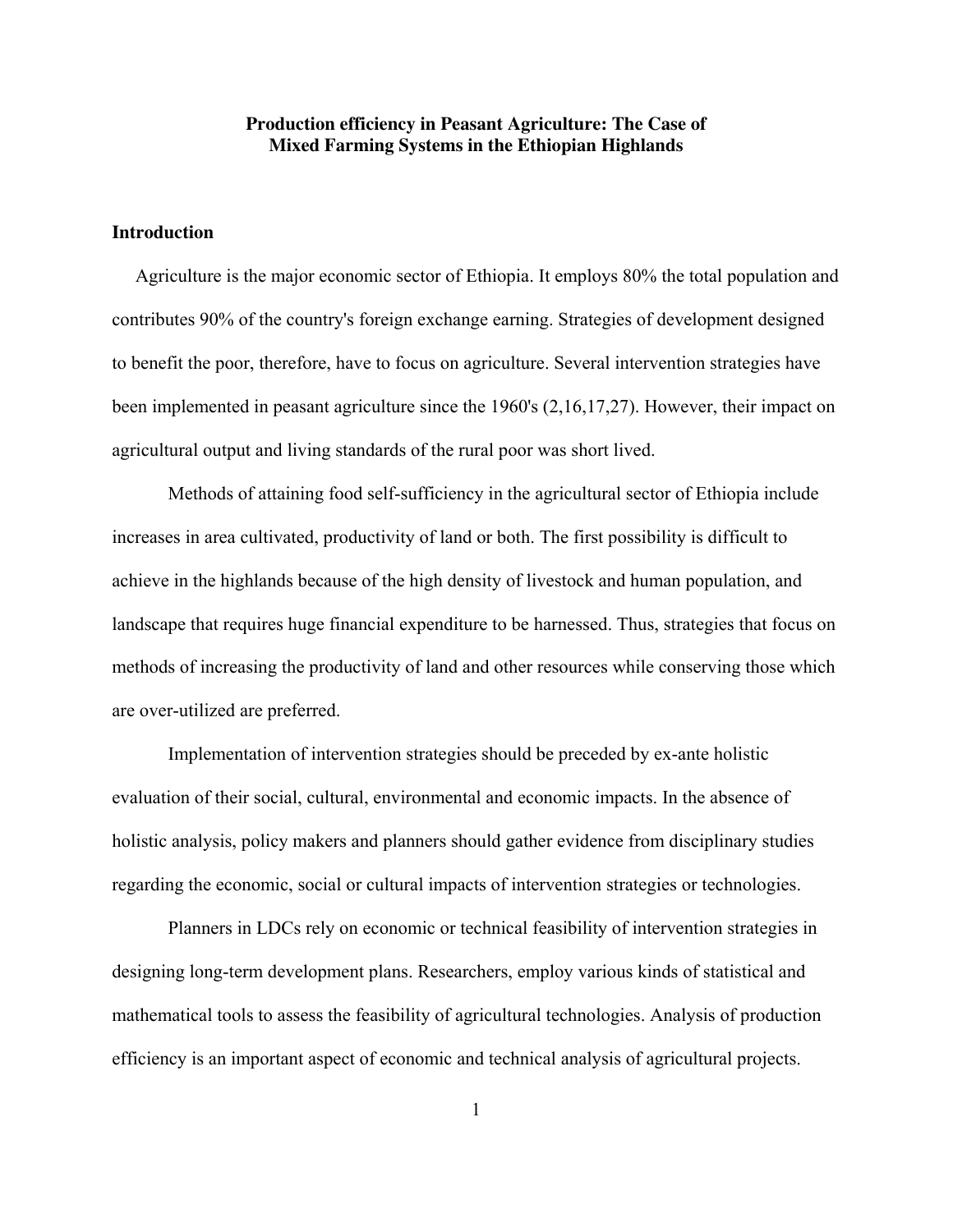# Production efficiency in Peasant Agriculture: The Case of Mixed Farming Systems in the Ethiopian Highlands

## Introduction

Agriculture is the major economic sector of Ethiopia. It employs 80% the total population and contributes 90% of the country's foreign exchange earning. Strategies of development designed to benefit the poor, therefore, have to focus on agriculture. Several intervention strategies have been implemented in peasant agriculture since the 1960's (2,16,17,27). However, their impact on agricultural output and living standards of the rural poor was short lived.

Methods of attaining food self-sufficiency in the agricultural sector of Ethiopia include increases in area cultivated, productivity of land or both. The first possibility is difficult to achieve in the highlands because of the high density of livestock and human population, and landscape that requires huge financial expenditure to be harnessed. Thus, strategies that focus on methods of increasing the productivity of land and other resources while conserving those which are over-utilized are preferred.

Implementation of intervention strategies should be preceded by ex-ante holistic evaluation of their social, cultural, environmental and economic impacts. In the absence of holistic analysis, policy makers and planners should gather evidence from disciplinary studies regarding the economic, social or cultural impacts of intervention strategies or technologies.

Planners in LDCs rely on economic or technical feasibility of intervention strategies in designing long-term development plans. Researchers, employ various kinds of statistical and mathematical tools to assess the feasibility of agricultural technologies. Analysis of production efficiency is an important aspect of economic and technical analysis of agricultural projects.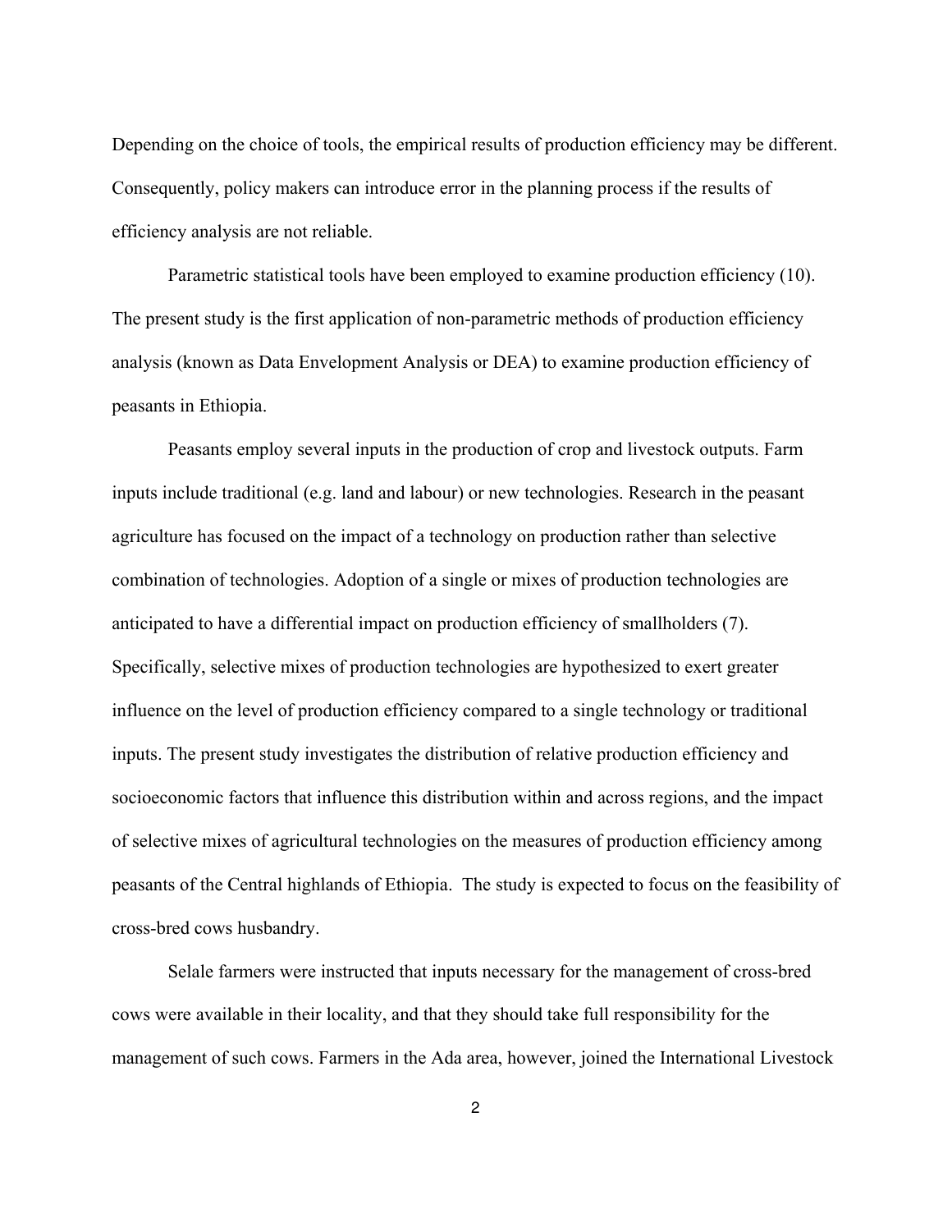Depending on the choice of tools, the empirical results of production efficiency may be different. Consequently, policy makers can introduce error in the planning process if the results of efficiency analysis are not reliable.

Parametric statistical tools have been employed to examine production efficiency (10). The present study is the first application of non-parametric methods of production efficiency analysis (known as Data Envelopment Analysis or DEA) to examine production efficiency of peasants in Ethiopia.

Peasants employ several inputs in the production of crop and livestock outputs. Farm inputs include traditional (e.g. land and labour) or new technologies. Research in the peasant agriculture has focused on the impact of a technology on production rather than selective combination of technologies. Adoption of a single or mixes of production technologies are anticipated to have a differential impact on production efficiency of smallholders (7). Specifically, selective mixes of production technologies are hypothesized to exert greater influence on the level of production efficiency compared to a single technology or traditional inputs. The present study investigates the distribution of relative production efficiency and socioeconomic factors that influence this distribution within and across regions, and the impact of selective mixes of agricultural technologies on the measures of production efficiency among peasants of the Central highlands of Ethiopia. The study is expected to focus on the feasibility of cross-bred cows husbandry.

Selale farmers were instructed that inputs necessary for the management of cross-bred cows were available in their locality, and that they should take full responsibility for the management of such cows. Farmers in the Ada area, however, joined the International Livestock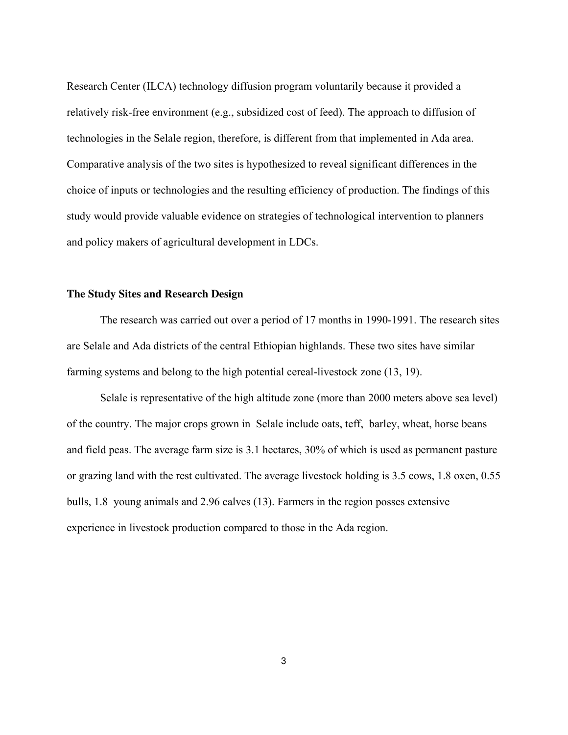Research Center (ILCA) technology diffusion program voluntarily because it provided a relatively risk-free environment (e.g., subsidized cost of feed). The approach to diffusion of technologies in the Selale region, therefore, is different from that implemented in Ada area. Comparative analysis of the two sites is hypothesized to reveal significant differences in the choice of inputs or technologies and the resulting efficiency of production. The findings of this study would provide valuable evidence on strategies of technological intervention to planners and policy makers of agricultural development in LDCs.

### The Study Sites and Research Design

The research was carried out over a period of 17 months in 1990-1991. The research sites are Selale and Ada districts of the central Ethiopian highlands. These two sites have similar farming systems and belong to the high potential cereal-livestock zone (13, 19).

Selale is representative of the high altitude zone (more than 2000 meters above sea level) of the country. The major crops grown in Selale include oats, teff, barley, wheat, horse beans and field peas. The average farm size is 3.1 hectares, 30% of which is used as permanent pasture or grazing land with the rest cultivated. The average livestock holding is 3.5 cows, 1.8 oxen, 0.55 bulls, 1.8 young animals and 2.96 calves (13). Farmers in the region posses extensive experience in livestock production compared to those in the Ada region.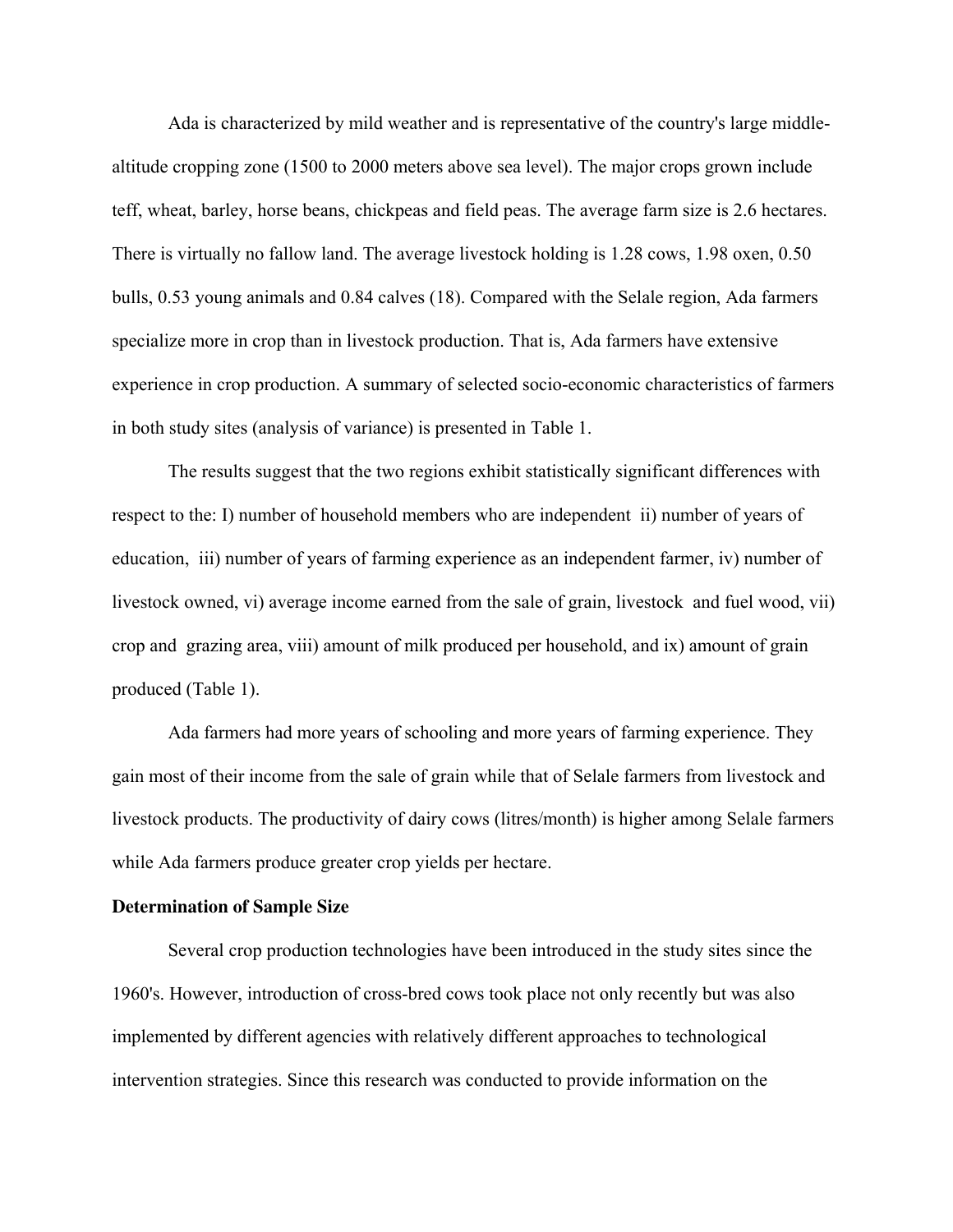Ada is characterized by mild weather and is representative of the country's large middle-altitude cropping zone (1500 to 2000 meters above sea level). The major crops grown include teff, wheat, barley, horse beans, chickpeas and field peas. The average farm size is 2.6 hectares. There is virtually no fallow land. The average livestock holding is 1.28 cows, 1.98 oxen, 0.50 bulls, 0.53 young animals and 0.84 calves (18). Compared with the Selale region, Ada farmers specialize more in crop than in livestock production. That is, Ada farmers have extensive experience in crop production. A summary of selected socio-economic characteristics of farmers in both study sites (analysis of variance) is presented in Table 1.

The results suggest that the two regions exhibit statistically significant differences with respect to the: I) number of household members who are independent ii) number of years of education, iii) number of years of farming experience as an independent farmer, iv) number of livestock owned, vi) average income earned from the sale of grain, livestock and fuel wood, vii) crop and grazing area, viii) amount of milk produced per household, and ix) amount of grain produced (Table 1).

Ada farmers had more years of schooling and more years of farming experience. They gain most of their income from the sale of grain while that of Selale farmers from livestock and livestock products. The productivity of dairy cows (litres/month) is higher among Selale farmers while Ada farmers produce greater crop yields per hectare.

**Determination of Sample Size**

Several crop production technologies have been introduced in the study sites since the 1960's. However, introduction of cross-bred cows took place not only recently but was also implemented by different agencies with relatively different approaches to technological intervention strategies. Since this research was conducted to provide information on the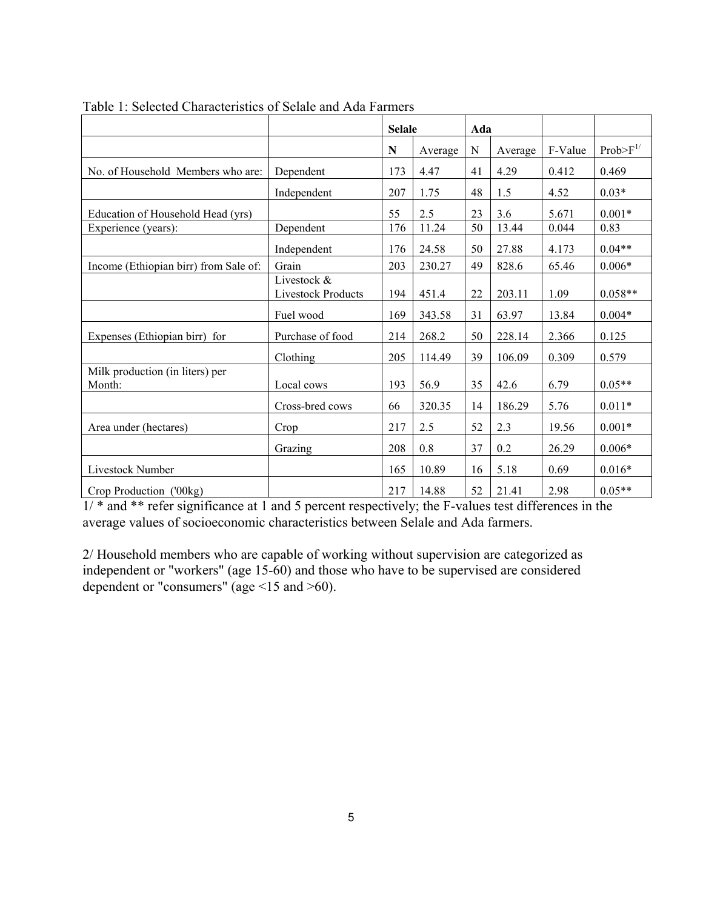Table 1: Selected Characteristics of Selale and Ada Farmers

| | | Selale | | Ada | | | |
|---|---|---|---|---|---|---|---|
| | | **N** | Average | N | Average | F-Value | Prob>F[1/] |
| No. of Household Members who are: | Dependent | 173 | 4.47 | 41 | 4.29 | 0.412 | 0.469 |
| | Independent | 207 | 1.75 | 48 | 1.5 | 4.52 | 0.03* |
| Education of Household Head (yrs) | | 55 | 2.5 | 23 | 3.6 | 5.671 | 0.001* |
| Experience (years): | Dependent | 176 | 11.24 | 50 | 13.44 | 0.044 | 0.83 |
| | Independent | 176 | 24.58 | 50 | 27.88 | 4.173 | 0.04** |
| Income (Ethiopian birr) from Sale of: | Grain | 203 | 230.27 | 49 | 828.6 | 65.46 | 0.006* |
| | Livestock & Livestock Products | 194 | 451.4 | 22 | 203.11 | 1.09 | 0.058** |
| | Fuel wood | 169 | 343.58 | 31 | 63.97 | 13.84 | 0.004* |
| Expenses (Ethiopian birr) for | Purchase of food | 214 | 268.2 | 50 | 228.14 | 2.366 | 0.125 |
| | Clothing | 205 | 114.49 | 39 | 106.09 | 0.309 | 0.579 |
| Milk production (in liters) per Month: | Local cows | 193 | 56.9 | 35 | 42.6 | 6.79 | 0.05** |
| | Cross-bred cows | 66 | 320.35 | 14 | 186.29 | 5.76 | 0.011* |
| Area under (hectares) | Crop | 217 | 2.5 | 52 | 2.3 | 19.56 | 0.001* |
| | Grazing | 208 | 0.8 | 37 | 0.2 | 26.29 | 0.006* |
| Livestock Number | | 165 | 10.89 | 16 | 5.18 | 0.69 | 0.016* |
| Crop Production ('00kg) | | 217 | 14.88 | 52 | 21.41 | 2.98 | 0.05** |

1/ * and ** refer significance at 1 and 5 percent respectively; the F-values test differences in the average values of socioeconomic characteristics between Selale and Ada farmers.

2/ Household members who are capable of working without supervision are categorized as independent or "workers" (age 15-60) and those who have to be supervised are considered dependent or "consumers" (age <15 and >60).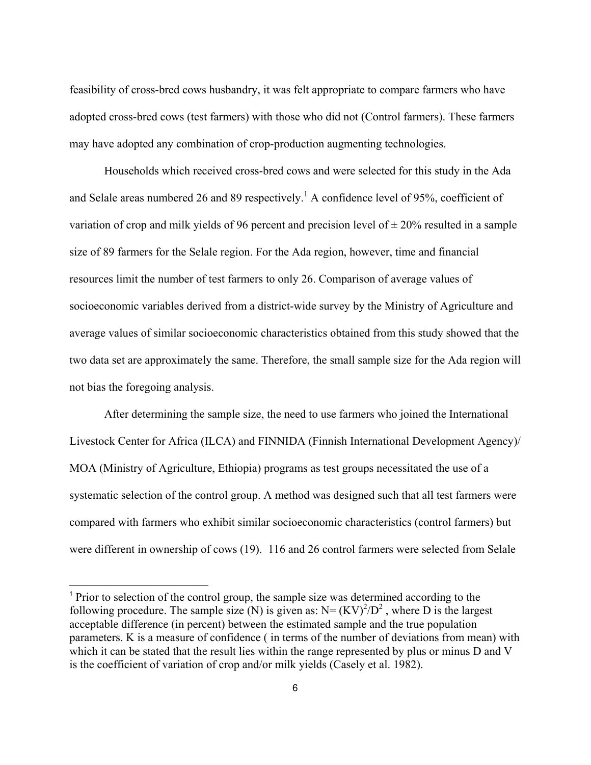feasibility of cross-bred cows husbandry, it was felt appropriate to compare farmers who have adopted cross-bred cows (test farmers) with those who did not (Control farmers). These farmers may have adopted any combination of crop-production augmenting technologies.

Households which received cross-bred cows and were selected for this study in the Ada and Selale areas numbered 26 and 89 respectively.[1] A confidence level of 95%, coefficient of variation of crop and milk yields of 96 percent and precision level of ± 20% resulted in a sample size of 89 farmers for the Selale region. For the Ada region, however, time and financial resources limit the number of test farmers to only 26. Comparison of average values of socioeconomic variables derived from a district-wide survey by the Ministry of Agriculture and average values of similar socioeconomic characteristics obtained from this study showed that the two data set are approximately the same. Therefore, the small sample size for the Ada region will not bias the foregoing analysis.

After determining the sample size, the need to use farmers who joined the International Livestock Center for Africa (ILCA) and FINNIDA (Finnish International Development Agency)/ MOA (Ministry of Agriculture, Ethiopia) programs as test groups necessitated the use of a systematic selection of the control group. A method was designed such that all test farmers were compared with farmers who exhibit similar socioeconomic characteristics (control farmers) but were different in ownership of cows (19). 116 and 26 control farmers were selected from Selale

---

[1] Prior to selection of the control group, the sample size was determined according to the following procedure. The sample size (N) is given as: $N = (KV)^2/D^2$ , where D is the largest acceptable difference (in percent) between the estimated sample and the true population parameters. K is a measure of confidence ( in terms of the number of deviations from mean) with which it can be stated that the result lies within the range represented by plus or minus D and V is the coefficient of variation of crop and/or milk yields (Casely et al. 1982).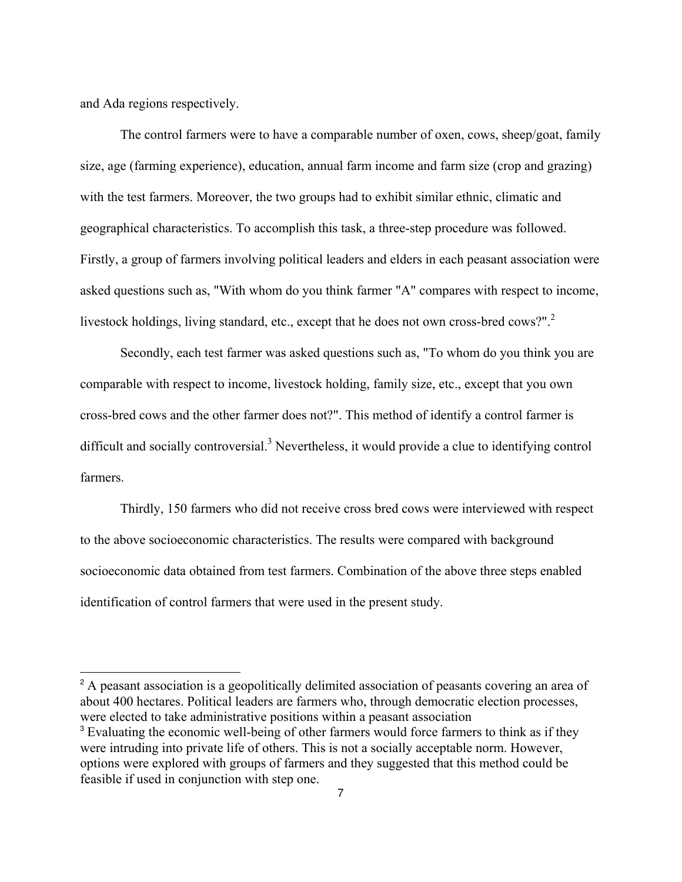and Ada regions respectively.

The control farmers were to have a comparable number of oxen, cows, sheep/goat, family size, age (farming experience), education, annual farm income and farm size (crop and grazing) with the test farmers. Moreover, the two groups had to exhibit similar ethnic, climatic and geographical characteristics. To accomplish this task, a three-step procedure was followed. Firstly, a group of farmers involving political leaders and elders in each peasant association were asked questions such as, "With whom do you think farmer "A" compares with respect to income, livestock holdings, living standard, etc., except that he does not own cross-bred cows?".[2]

Secondly, each test farmer was asked questions such as, "To whom do you think you are comparable with respect to income, livestock holding, family size, etc., except that you own cross-bred cows and the other farmer does not?". This method of identify a control farmer is difficult and socially controversial.[3] Nevertheless, it would provide a clue to identifying control farmers.

Thirdly, 150 farmers who did not receive cross bred cows were interviewed with respect to the above socioeconomic characteristics. The results were compared with background socioeconomic data obtained from test farmers. Combination of the above three steps enabled identification of control farmers that were used in the present study.

---

[2] A peasant association is a geopolitically delimited association of peasants covering an area of about 400 hectares. Political leaders are farmers who, through democratic election processes, were elected to take administrative positions within a peasant association

[3] Evaluating the economic well-being of other farmers would force farmers to think as if they were intruding into private life of others. This is not a socially acceptable norm. However, options were explored with groups of farmers and they suggested that this method could be feasible if used in conjunction with step one.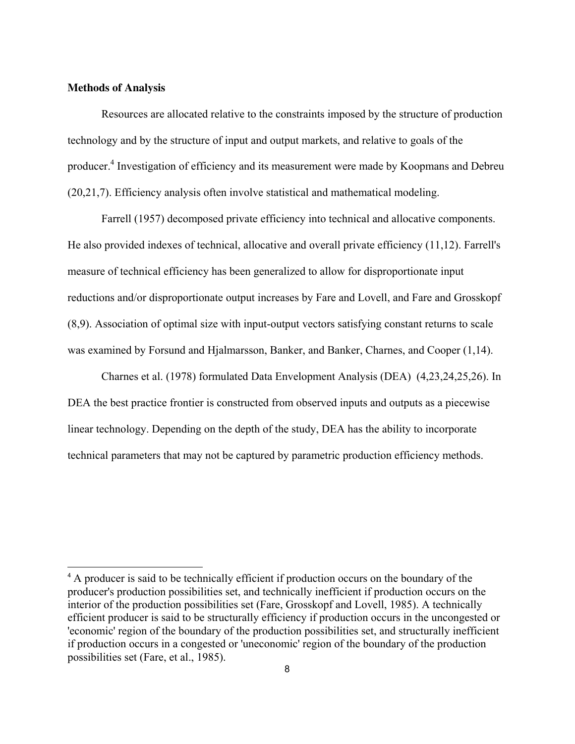**Methods of Analysis**

Resources are allocated relative to the constraints imposed by the structure of production technology and by the structure of input and output markets, and relative to goals of the producer.[4] Investigation of efficiency and its measurement were made by Koopmans and Debreu (20,21,7). Efficiency analysis often involve statistical and mathematical modeling.

Farrell (1957) decomposed private efficiency into technical and allocative components. He also provided indexes of technical, allocative and overall private efficiency (11,12). Farrell's measure of technical efficiency has been generalized to allow for disproportionate input reductions and/or disproportionate output increases by Fare and Lovell, and Fare and Grosskopf (8,9). Association of optimal size with input-output vectors satisfying constant returns to scale was examined by Forsund and Hjalmarsson, Banker, and Banker, Charnes, and Cooper (1,14).

Charnes et al. (1978) formulated Data Envelopment Analysis (DEA) (4,23,24,25,26). In DEA the best practice frontier is constructed from observed inputs and outputs as a piecewise linear technology. Depending on the depth of the study, DEA has the ability to incorporate technical parameters that may not be captured by parametric production efficiency methods.

---

[4] A producer is said to be technically efficient if production occurs on the boundary of the producer's production possibilities set, and technically inefficient if production occurs on the interior of the production possibilities set (Fare, Grosskopf and Lovell, 1985). A technically efficient producer is said to be structurally efficiency if production occurs in the uncongested or 'economic' region of the boundary of the production possibilities set, and structurally inefficient if production occurs in a congested or 'uneconomic' region of the boundary of the production possibilities set (Fare, et al., 1985).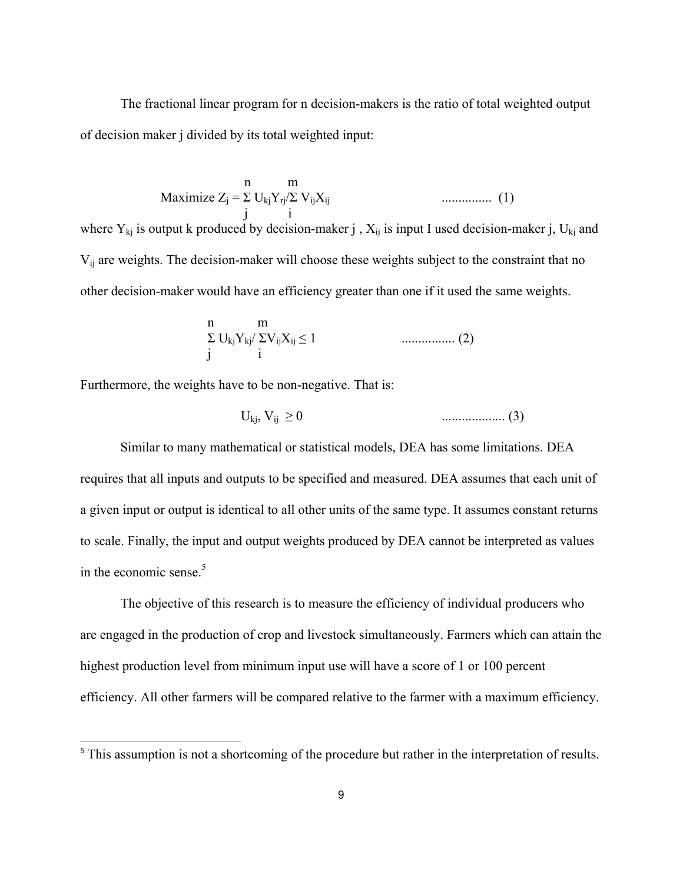The fractional linear program for n decision-makers is the ratio of total weighted output of decision maker j divided by its total weighted input:

$$\text{Maximize } Z_j = \sum_{j}^{n} U_{kj}Y_{rj} / \sum_{i}^{m} V_{ij}X_{ij} \qquad \text{..............} \quad (1)$$

where $Y_{kj}$ is output k produced by decision-maker j , $X_{ij}$ is input I used decision-maker j, $U_{kj}$ and $V_{ij}$ are weights. The decision-maker will choose these weights subject to the constraint that no other decision-maker would have an efficiency greater than one if it used the same weights.

$$\sum_{j}^{n} U_{kj}Y_{kj} / \sum_{i}^{m} V_{ij}X_{ij} \leq 1 \qquad \text{................} \quad (2)$$

Furthermore, the weights have to be non-negative. That is:

$$U_{kj}, V_{ij} \geq 0 \qquad \text{..................} \quad (3)$$

Similar to many mathematical or statistical models, DEA has some limitations. DEA requires that all inputs and outputs to be specified and measured. DEA assumes that each unit of a given input or output is identical to all other units of the same type. It assumes constant returns to scale. Finally, the input and output weights produced by DEA cannot be interpreted as values in the economic sense.[5]

The objective of this research is to measure the efficiency of individual producers who are engaged in the production of crop and livestock simultaneously. Farmers which can attain the highest production level from minimum input use will have a score of 1 or 100 percent efficiency. All other farmers will be compared relative to the farmer with a maximum efficiency.

---

[5] This assumption is not a shortcoming of the procedure but rather in the interpretation of results.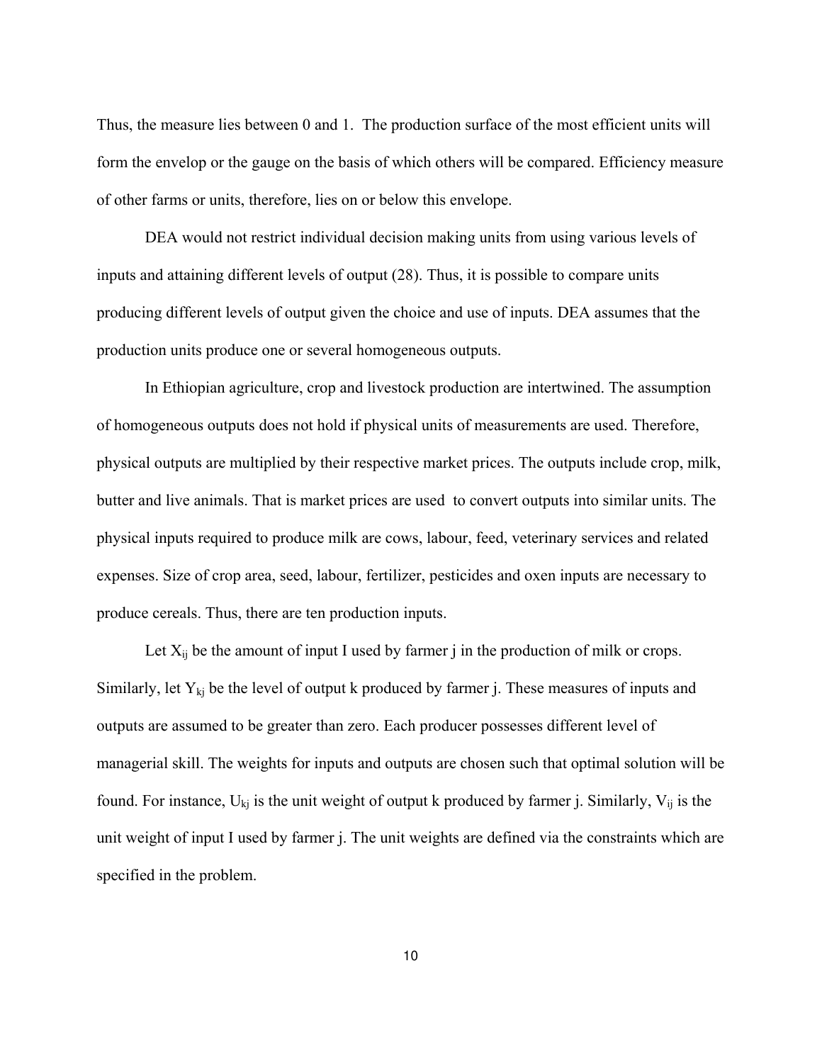Thus, the measure lies between 0 and 1. The production surface of the most efficient units will form the envelop or the gauge on the basis of which others will be compared. Efficiency measure of other farms or units, therefore, lies on or below this envelope.

DEA would not restrict individual decision making units from using various levels of inputs and attaining different levels of output (28). Thus, it is possible to compare units producing different levels of output given the choice and use of inputs. DEA assumes that the production units produce one or several homogeneous outputs.

In Ethiopian agriculture, crop and livestock production are intertwined. The assumption of homogeneous outputs does not hold if physical units of measurements are used. Therefore, physical outputs are multiplied by their respective market prices. The outputs include crop, milk, butter and live animals. That is market prices are used to convert outputs into similar units. The physical inputs required to produce milk are cows, labour, feed, veterinary services and related expenses. Size of crop area, seed, labour, fertilizer, pesticides and oxen inputs are necessary to produce cereals. Thus, there are ten production inputs.

Let $X_{ij}$ be the amount of input I used by farmer j in the production of milk or crops. Similarly, let $Y_{kj}$ be the level of output k produced by farmer j. These measures of inputs and outputs are assumed to be greater than zero. Each producer possesses different level of managerial skill. The weights for inputs and outputs are chosen such that optimal solution will be found. For instance, $U_{kj}$ is the unit weight of output k produced by farmer j. Similarly, $V_{ij}$ is the unit weight of input I used by farmer j. The unit weights are defined via the constraints which are specified in the problem.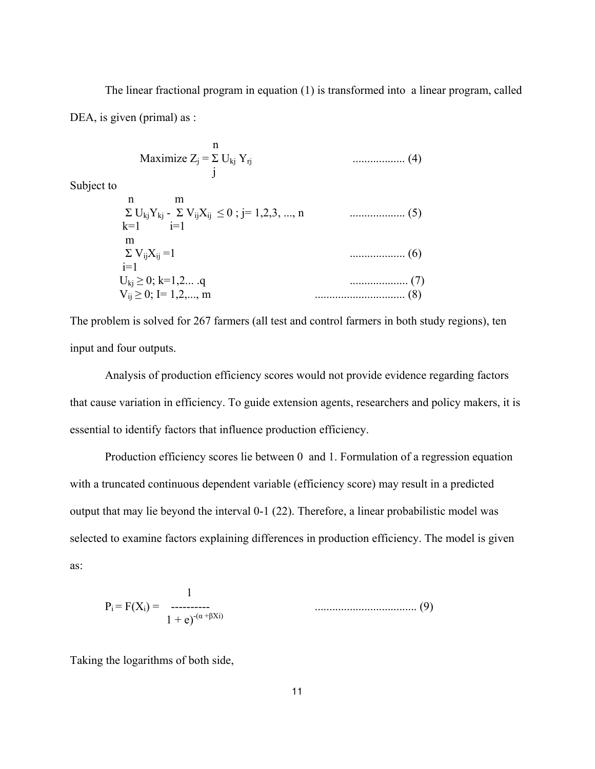The linear fractional program in equation (1) is transformed into a linear program, called DEA, is given (primal) as :

$$\text{Maximize } Z_j = \sum_{j}^{n} U_{kj} Y_{rj} \qquad \text{.................. (4)}$$

Subject to

$$\sum_{k=1}^{n} U_{kj}Y_{kj} - \sum_{i=1}^{m} V_{ij}X_{ij} \leq 0 \text{ ; } j= 1,2,3, ..., n \qquad \text{................... (5)}$$

$$\sum_{i=1}^{m} V_{ij}X_{ij} = 1 \qquad \text{................... (6)}$$

$$U_{kj} \geq 0; \ k=1,2... .q \qquad \text{.................... (7)}$$

$$V_{ij} \geq 0; \ I= 1,2,..., m \qquad \text{............................... (8)}$$

The problem is solved for 267 farmers (all test and control farmers in both study regions), ten input and four outputs.

Analysis of production efficiency scores would not provide evidence regarding factors that cause variation in efficiency. To guide extension agents, researchers and policy makers, it is essential to identify factors that influence production efficiency.

Production efficiency scores lie between 0 and 1. Formulation of a regression equation with a truncated continuous dependent variable (efficiency score) may result in a predicted output that may lie beyond the interval 0-1 (22). Therefore, a linear probabilistic model was selected to examine factors explaining differences in production efficiency. The model is given as:

$$P_i = F(X_i) = \frac{1}{1 + e)^{-(\alpha + \beta X_i)}} \qquad \text{.................................. (9)}$$

Taking the logarithms of both side,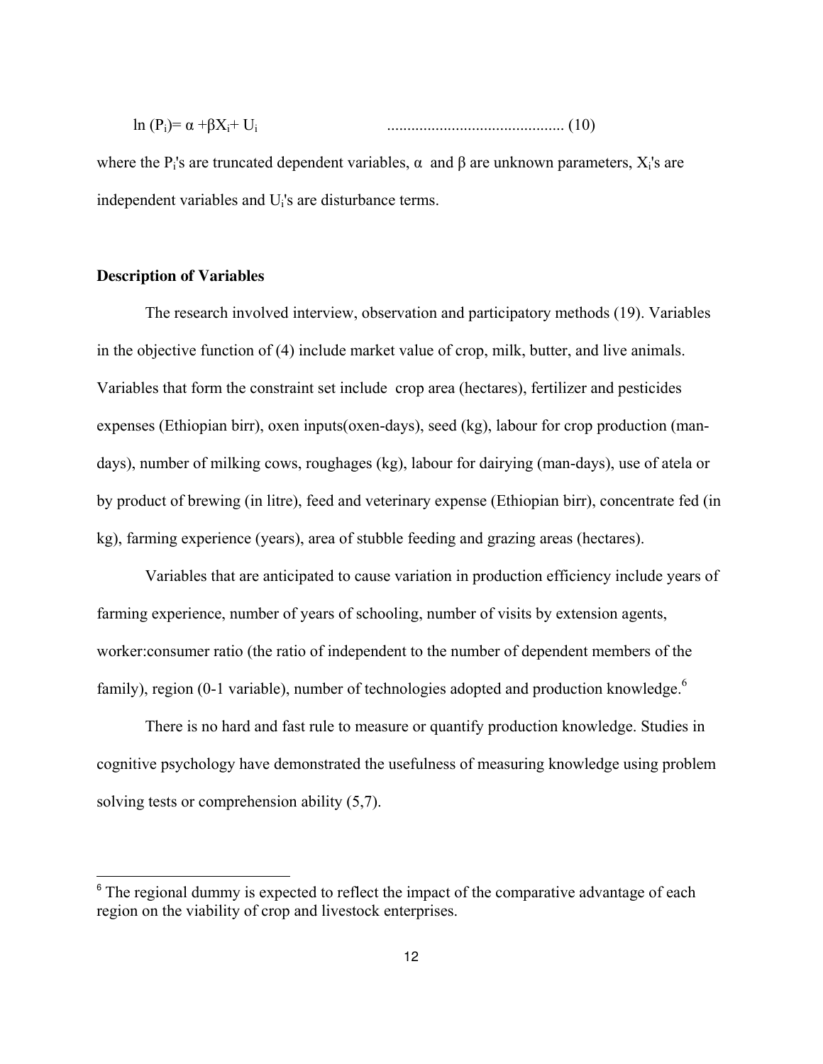$$\ln (P_i)= \alpha +\beta X_i+ U_i \qquad (10)$$

where the $P_i$'s are truncated dependent variables, $\alpha$ and $\beta$ are unknown parameters, $X_i$'s are independent variables and $U_i$'s are disturbance terms.

**Description of Variables**

The research involved interview, observation and participatory methods (19). Variables in the objective function of (4) include market value of crop, milk, butter, and live animals. Variables that form the constraint set include crop area (hectares), fertilizer and pesticides expenses (Ethiopian birr), oxen inputs(oxen-days), seed (kg), labour for crop production (man-days), number of milking cows, roughages (kg), labour for dairying (man-days), use of atela or by product of brewing (in litre), feed and veterinary expense (Ethiopian birr), concentrate fed (in kg), farming experience (years), area of stubble feeding and grazing areas (hectares).

Variables that are anticipated to cause variation in production efficiency include years of farming experience, number of years of schooling, number of visits by extension agents, worker:consumer ratio (the ratio of independent to the number of dependent members of the family), region (0-1 variable), number of technologies adopted and production knowledge.[6]

There is no hard and fast rule to measure or quantify production knowledge. Studies in cognitive psychology have demonstrated the usefulness of measuring knowledge using problem solving tests or comprehension ability (5,7).

---

[6] The regional dummy is expected to reflect the impact of the comparative advantage of each region on the viability of crop and livestock enterprises.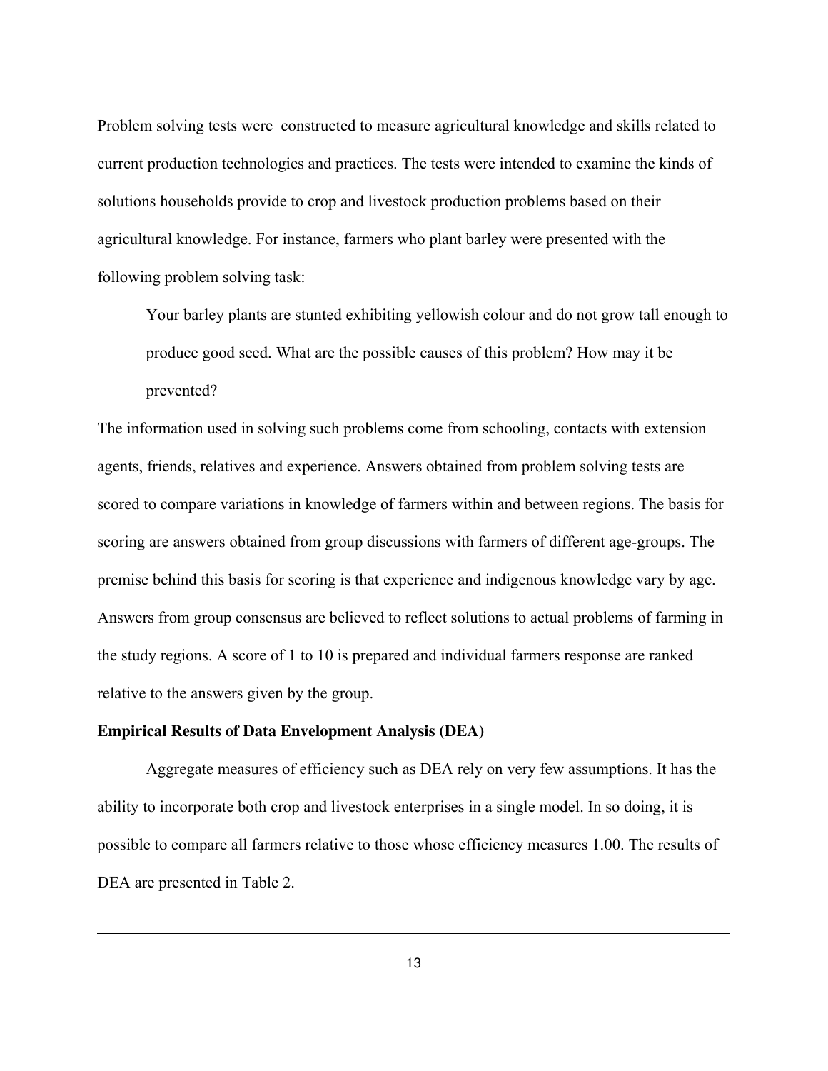Problem solving tests were  constructed to measure agricultural knowledge and skills related to current production technologies and practices. The tests were intended to examine the kinds of solutions households provide to crop and livestock production problems based on their agricultural knowledge. For instance, farmers who plant barley were presented with the following problem solving task:

> Your barley plants are stunted exhibiting yellowish colour and do not grow tall enough to produce good seed. What are the possible causes of this problem? How may it be prevented?

The information used in solving such problems come from schooling, contacts with extension agents, friends, relatives and experience. Answers obtained from problem solving tests are scored to compare variations in knowledge of farmers within and between regions. The basis for scoring are answers obtained from group discussions with farmers of different age-groups. The premise behind this basis for scoring is that experience and indigenous knowledge vary by age. Answers from group consensus are believed to reflect solutions to actual problems of farming in the study regions. A score of 1 to 10 is prepared and individual farmers response are ranked relative to the answers given by the group.

**Empirical Results of Data Envelopment Analysis (DEA)**

Aggregate measures of efficiency such as DEA rely on very few assumptions. It has the ability to incorporate both crop and livestock enterprises in a single model. In so doing, it is possible to compare all farmers relative to those whose efficiency measures 1.00. The results of DEA are presented in Table 2.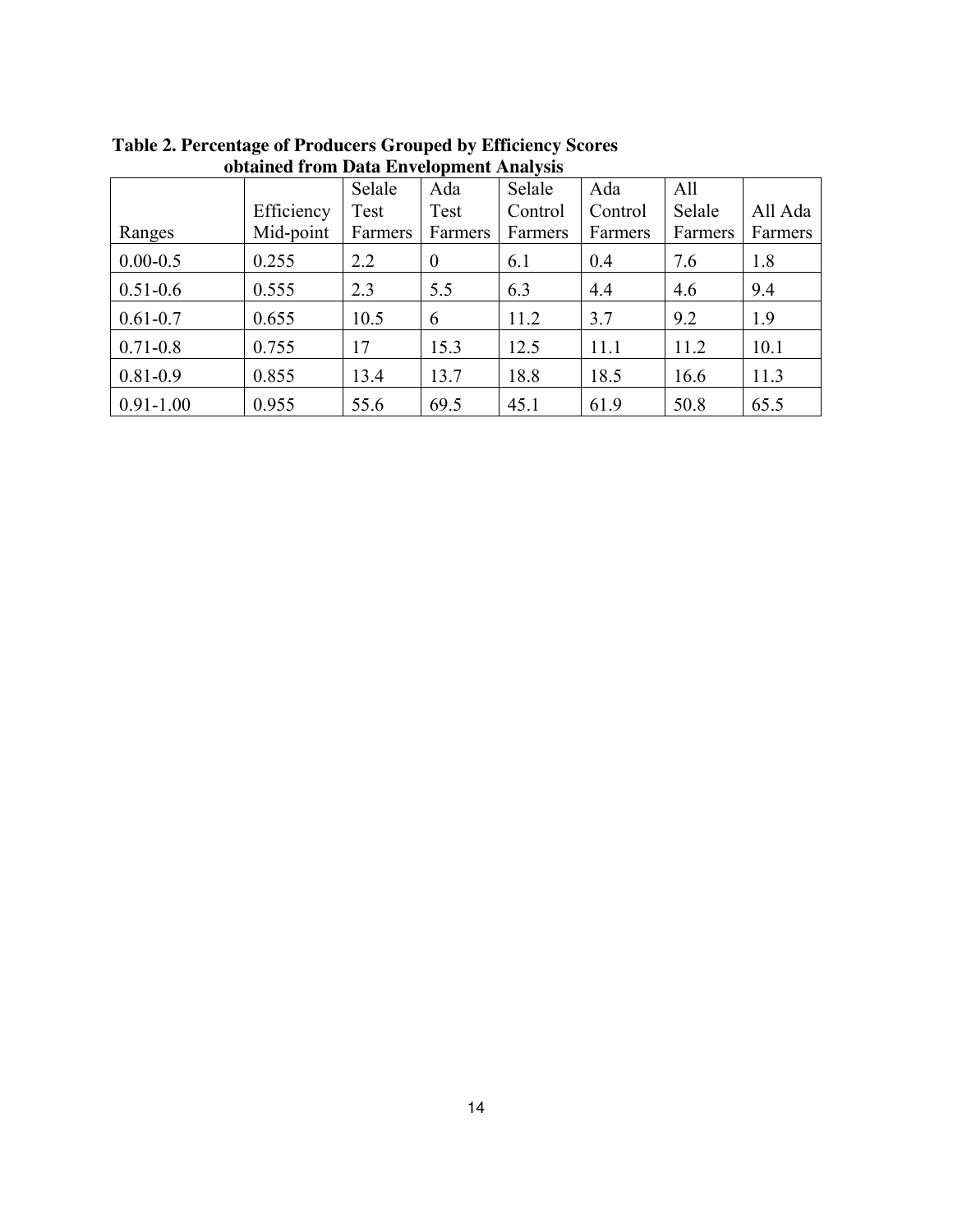**Table 2. Percentage of Producers Grouped by Efficiency Scores obtained from Data Envelopment Analysis**

| Ranges | Efficiency Mid-point | Selale Test Farmers | Ada Test Farmers | Selale Control Farmers | Ada Control Farmers | All Selale Farmers | All Ada Farmers |
|---|---|---|---|---|---|---|---|
| 0.00-0.5 | 0.255 | 2.2 | 0 | 6.1 | 0.4 | 7.6 | 1.8 |
| 0.51-0.6 | 0.555 | 2.3 | 5.5 | 6.3 | 4.4 | 4.6 | 9.4 |
| 0.61-0.7 | 0.655 | 10.5 | 6 | 11.2 | 3.7 | 9.2 | 1.9 |
| 0.71-0.8 | 0.755 | 17 | 15.3 | 12.5 | 11.1 | 11.2 | 10.1 |
| 0.81-0.9 | 0.855 | 13.4 | 13.7 | 18.8 | 18.5 | 16.6 | 11.3 |
| 0.91-1.00 | 0.955 | 55.6 | 69.5 | 45.1 | 61.9 | 50.8 | 65.5 |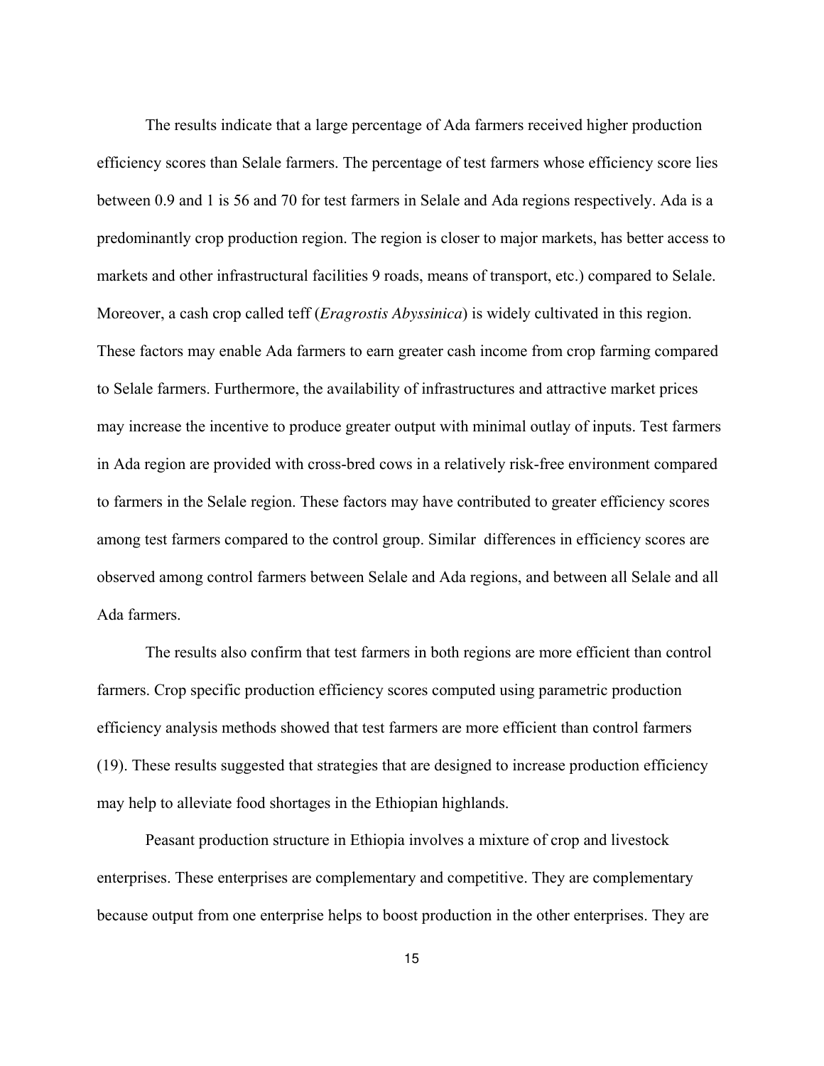The results indicate that a large percentage of Ada farmers received higher production efficiency scores than Selale farmers. The percentage of test farmers whose efficiency score lies between 0.9 and 1 is 56 and 70 for test farmers in Selale and Ada regions respectively. Ada is a predominantly crop production region. The region is closer to major markets, has better access to markets and other infrastructural facilities 9 roads, means of transport, etc.) compared to Selale. Moreover, a cash crop called teff (*Eragrostis Abyssinica*) is widely cultivated in this region. These factors may enable Ada farmers to earn greater cash income from crop farming compared to Selale farmers. Furthermore, the availability of infrastructures and attractive market prices may increase the incentive to produce greater output with minimal outlay of inputs. Test farmers in Ada region are provided with cross-bred cows in a relatively risk-free environment compared to farmers in the Selale region. These factors may have contributed to greater efficiency scores among test farmers compared to the control group. Similar differences in efficiency scores are observed among control farmers between Selale and Ada regions, and between all Selale and all Ada farmers.

The results also confirm that test farmers in both regions are more efficient than control farmers. Crop specific production efficiency scores computed using parametric production efficiency analysis methods showed that test farmers are more efficient than control farmers (19). These results suggested that strategies that are designed to increase production efficiency may help to alleviate food shortages in the Ethiopian highlands.

Peasant production structure in Ethiopia involves a mixture of crop and livestock enterprises. These enterprises are complementary and competitive. They are complementary because output from one enterprise helps to boost production in the other enterprises. They are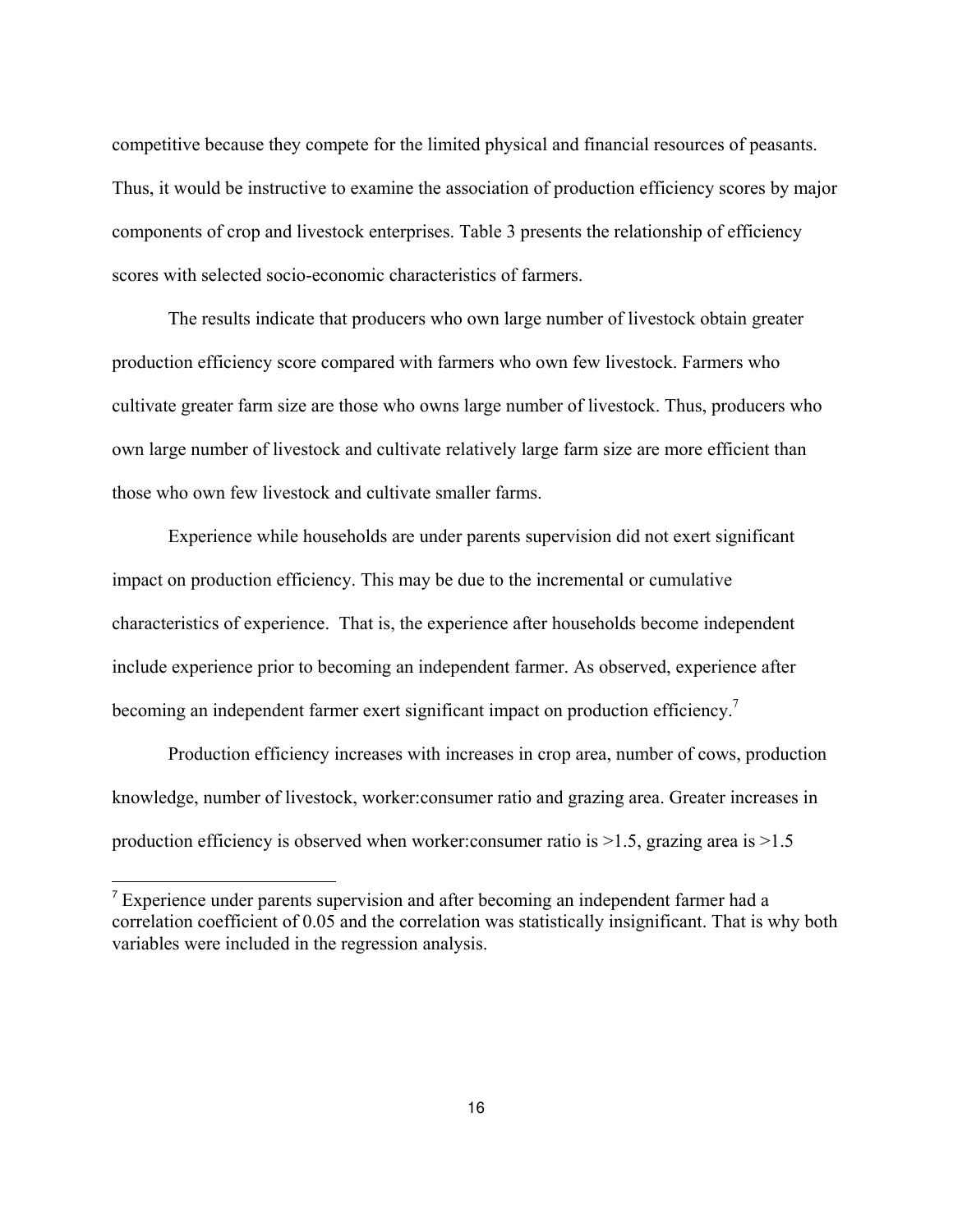competitive because they compete for the limited physical and financial resources of peasants. Thus, it would be instructive to examine the association of production efficiency scores by major components of crop and livestock enterprises. Table 3 presents the relationship of efficiency scores with selected socio-economic characteristics of farmers.

The results indicate that producers who own large number of livestock obtain greater production efficiency score compared with farmers who own few livestock. Farmers who cultivate greater farm size are those who owns large number of livestock. Thus, producers who own large number of livestock and cultivate relatively large farm size are more efficient than those who own few livestock and cultivate smaller farms.

Experience while households are under parents supervision did not exert significant impact on production efficiency. This may be due to the incremental or cumulative characteristics of experience. That is, the experience after households become independent include experience prior to becoming an independent farmer. As observed, experience after becoming an independent farmer exert significant impact on production efficiency.[7]

Production efficiency increases with increases in crop area, number of cows, production knowledge, number of livestock, worker:consumer ratio and grazing area. Greater increases in production efficiency is observed when worker:consumer ratio is >1.5, grazing area is >1.5

[7] Experience under parents supervision and after becoming an independent farmer had a correlation coefficient of 0.05 and the correlation was statistically insignificant. That is why both variables were included in the regression analysis.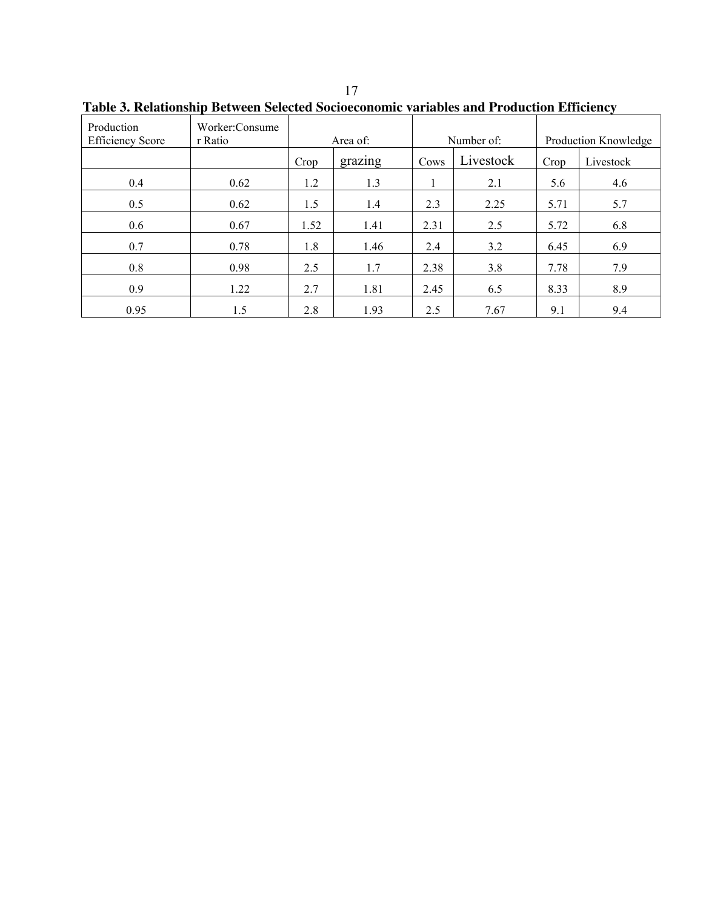**Table 3. Relationship Between Selected Socioeconomic variables and Production Efficiency**

| Production Efficiency Score | Worker:Consumer Ratio | Area of: | | Number of: | | Production Knowledge | |
|---|---|---|---|---|---|---|---|
| | | Crop | grazing | Cows | Livestock | Crop | Livestock |
| 0.4 | 0.62 | 1.2 | 1.3 | 1 | 2.1 | 5.6 | 4.6 |
| 0.5 | 0.62 | 1.5 | 1.4 | 2.3 | 2.25 | 5.71 | 5.7 |
| 0.6 | 0.67 | 1.52 | 1.41 | 2.31 | 2.5 | 5.72 | 6.8 |
| 0.7 | 0.78 | 1.8 | 1.46 | 2.4 | 3.2 | 6.45 | 6.9 |
| 0.8 | 0.98 | 2.5 | 1.7 | 2.38 | 3.8 | 7.78 | 7.9 |
| 0.9 | 1.22 | 2.7 | 1.81 | 2.45 | 6.5 | 8.33 | 8.9 |
| 0.95 | 1.5 | 2.8 | 1.93 | 2.5 | 7.67 | 9.1 | 9.4 |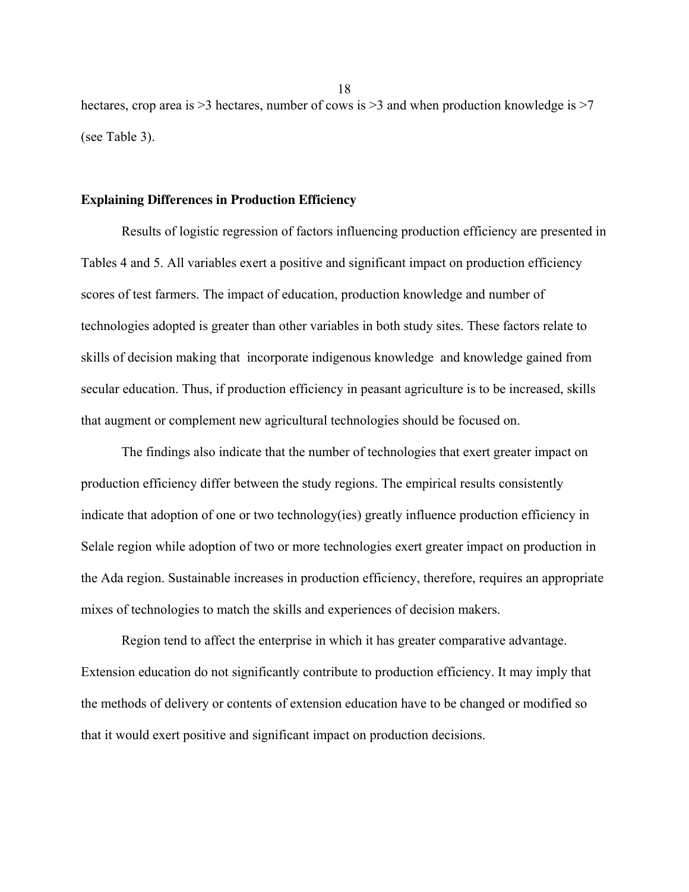hectares, crop area is >3 hectares, number of cows is >3 and when production knowledge is >7 (see Table 3).

**Explaining Differences in Production Efficiency**

Results of logistic regression of factors influencing production efficiency are presented in Tables 4 and 5. All variables exert a positive and significant impact on production efficiency scores of test farmers. The impact of education, production knowledge and number of technologies adopted is greater than other variables in both study sites. These factors relate to skills of decision making that incorporate indigenous knowledge and knowledge gained from secular education. Thus, if production efficiency in peasant agriculture is to be increased, skills that augment or complement new agricultural technologies should be focused on.

The findings also indicate that the number of technologies that exert greater impact on production efficiency differ between the study regions. The empirical results consistently indicate that adoption of one or two technology(ies) greatly influence production efficiency in Selale region while adoption of two or more technologies exert greater impact on production in the Ada region. Sustainable increases in production efficiency, therefore, requires an appropriate mixes of technologies to match the skills and experiences of decision makers.

Region tend to affect the enterprise in which it has greater comparative advantage. Extension education do not significantly contribute to production efficiency. It may imply that the methods of delivery or contents of extension education have to be changed or modified so that it would exert positive and significant impact on production decisions.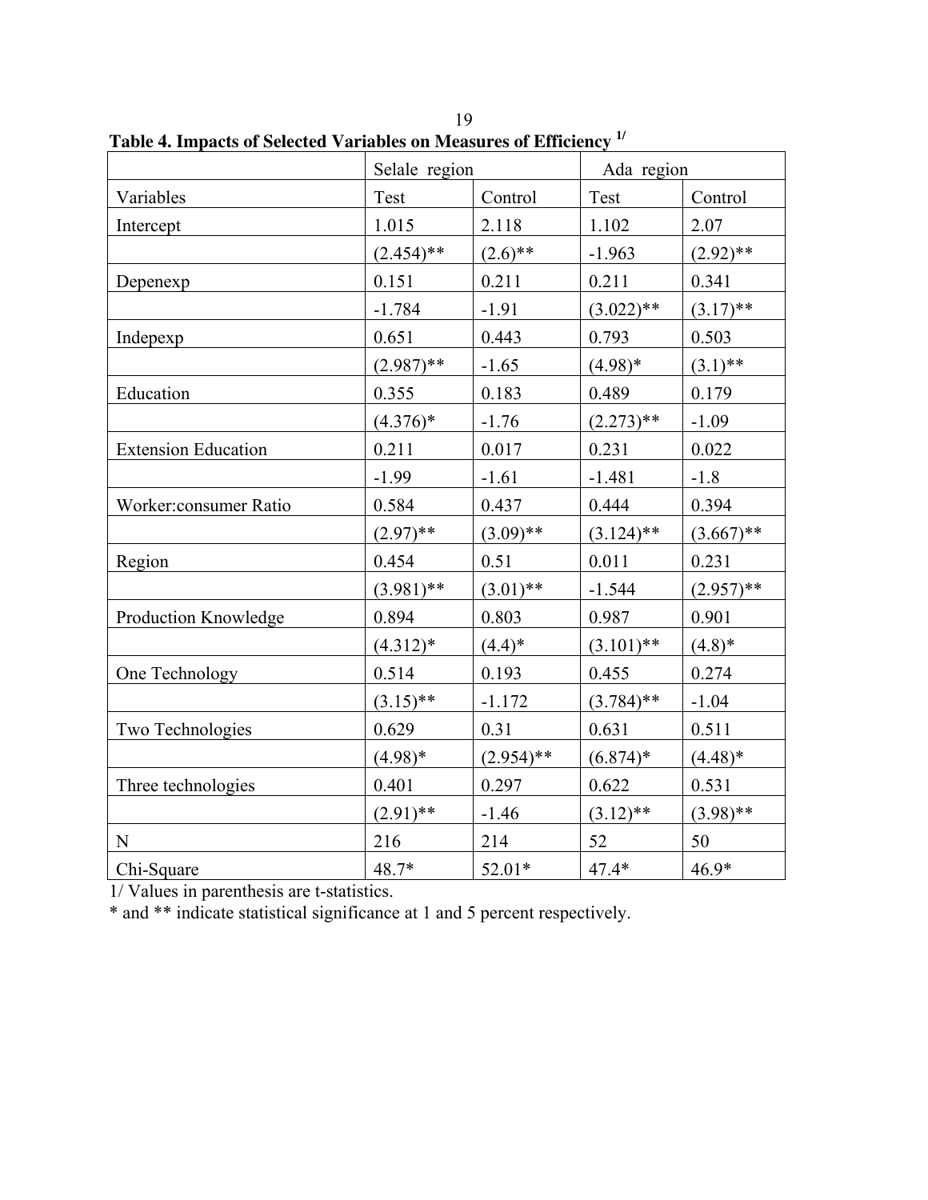**Table 4. Impacts of Selected Variables on Measures of Efficiency** [1/]

| | Selale region | | Ada region | |
|---|---|---|---|---|
| Variables | Test | Control | Test | Control |
| Intercept | 1.015 | 2.118 | 1.102 | 2.07 |
| | (2.454)** | (2.6)** | -1.963 | (2.92)** |
| Depenexp | 0.151 | 0.211 | 0.211 | 0.341 |
| | -1.784 | -1.91 | (3.022)** | (3.17)** |
| Indepexp | 0.651 | 0.443 | 0.793 | 0.503 |
| | (2.987)** | -1.65 | (4.98)* | (3.1)** |
| Education | 0.355 | 0.183 | 0.489 | 0.179 |
| | (4.376)* | -1.76 | (2.273)** | -1.09 |
| Extension Education | 0.211 | 0.017 | 0.231 | 0.022 |
| | -1.99 | -1.61 | -1.481 | -1.8 |
| Worker:consumer Ratio | 0.584 | 0.437 | 0.444 | 0.394 |
| | (2.97)** | (3.09)** | (3.124)** | (3.667)** |
| Region | 0.454 | 0.51 | 0.011 | 0.231 |
| | (3.981)** | (3.01)** | -1.544 | (2.957)** |
| Production Knowledge | 0.894 | 0.803 | 0.987 | 0.901 |
| | (4.312)* | (4.4)* | (3.101)** | (4.8)* |
| One Technology | 0.514 | 0.193 | 0.455 | 0.274 |
| | (3.15)** | -1.172 | (3.784)** | -1.04 |
| Two Technologies | 0.629 | 0.31 | 0.631 | 0.511 |
| | (4.98)* | (2.954)** | (6.874)* | (4.48)* |
| Three technologies | 0.401 | 0.297 | 0.622 | 0.531 |
| | (2.91)** | -1.46 | (3.12)** | (3.98)** |
| N | 216 | 214 | 52 | 50 |
| Chi-Square | 48.7* | 52.01* | 47.4* | 46.9* |

1/ Values in parenthesis are t-statistics.

* and ** indicate statistical significance at 1 and 5 percent respectively.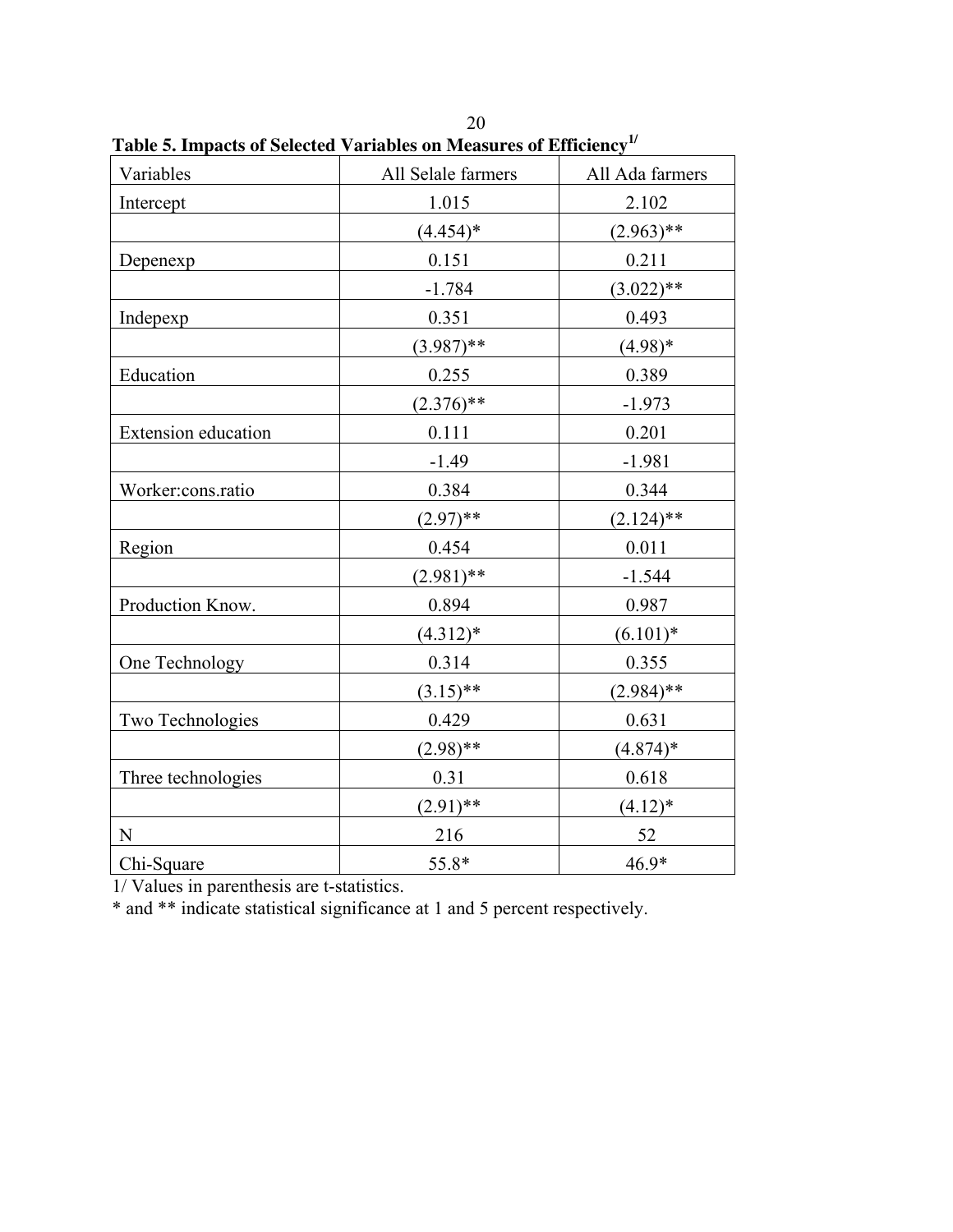**Table 5. Impacts of Selected Variables on Measures of Efficiency[1/]**

| Variables | All Selale farmers | All Ada farmers |
|---|---|---|
| Intercept | 1.015 | 2.102 |
| | (4.454)* | (2.963)** |
| Depenexp | 0.151 | 0.211 |
| | -1.784 | (3.022)** |
| Indepexp | 0.351 | 0.493 |
| | (3.987)** | (4.98)* |
| Education | 0.255 | 0.389 |
| | (2.376)** | -1.973 |
| Extension education | 0.111 | 0.201 |
| | -1.49 | -1.981 |
| Worker:cons.ratio | 0.384 | 0.344 |
| | (2.97)** | (2.124)** |
| Region | 0.454 | 0.011 |
| | (2.981)** | -1.544 |
| Production Know. | 0.894 | 0.987 |
| | (4.312)* | (6.101)* |
| One Technology | 0.314 | 0.355 |
| | (3.15)** | (2.984)** |
| Two Technologies | 0.429 | 0.631 |
| | (2.98)** | (4.874)* |
| Three technologies | 0.31 | 0.618 |
| | (2.91)** | (4.12)* |
| N | 216 | 52 |
| Chi-Square | 55.8* | 46.9* |

1/ Values in parenthesis are t-statistics.

* and ** indicate statistical significance at 1 and 5 percent respectively.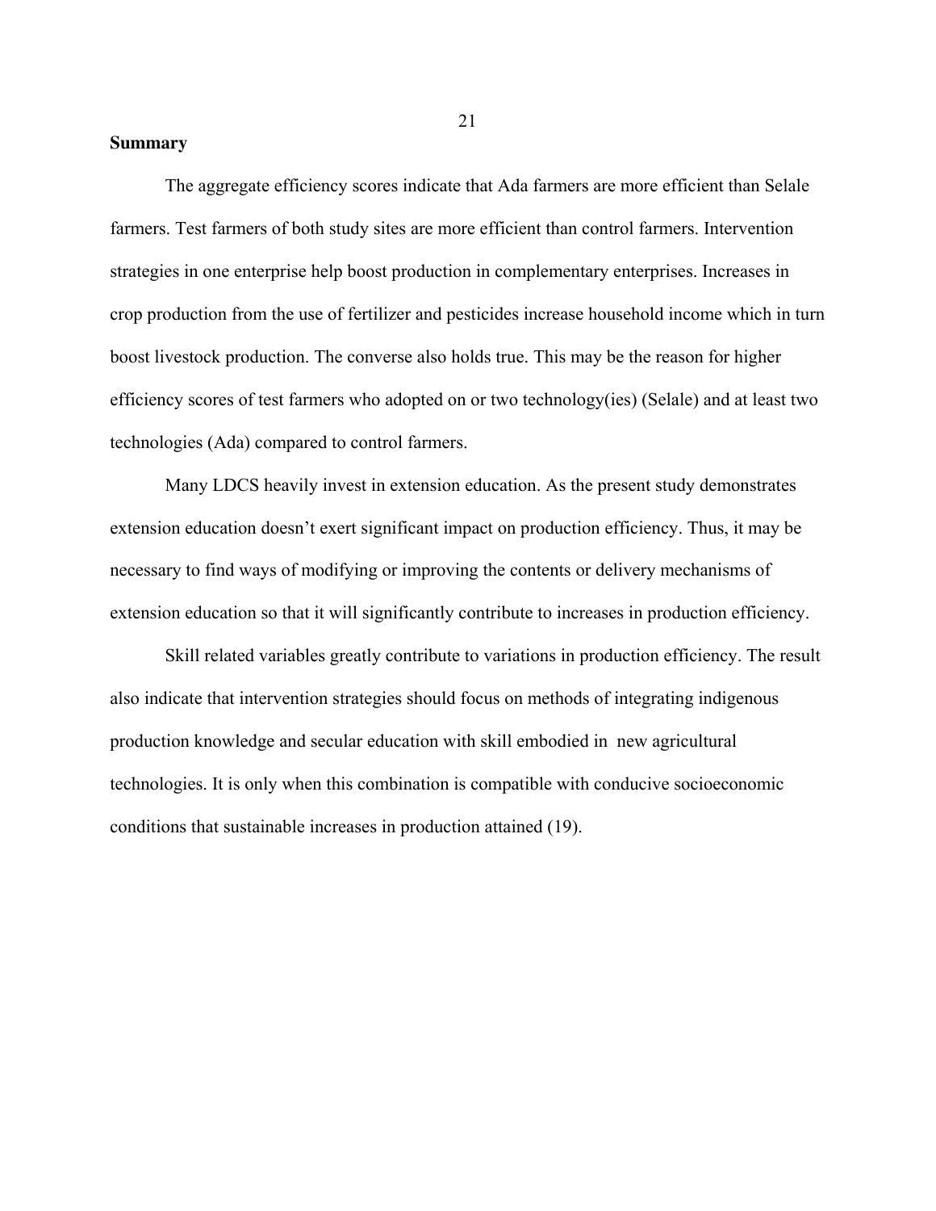**Summary**

The aggregate efficiency scores indicate that Ada farmers are more efficient than Selale farmers. Test farmers of both study sites are more efficient than control farmers. Intervention strategies in one enterprise help boost production in complementary enterprises. Increases in crop production from the use of fertilizer and pesticides increase household income which in turn boost livestock production. The converse also holds true. This may be the reason for higher efficiency scores of test farmers who adopted on or two technology(ies) (Selale) and at least two technologies (Ada) compared to control farmers.

Many LDCS heavily invest in extension education. As the present study demonstrates extension education doesn't exert significant impact on production efficiency. Thus, it may be necessary to find ways of modifying or improving the contents or delivery mechanisms of extension education so that it will significantly contribute to increases in production efficiency.

Skill related variables greatly contribute to variations in production efficiency. The result also indicate that intervention strategies should focus on methods of integrating indigenous production knowledge and secular education with skill embodied in new agricultural technologies. It is only when this combination is compatible with conducive socioeconomic conditions that sustainable increases in production attained (19).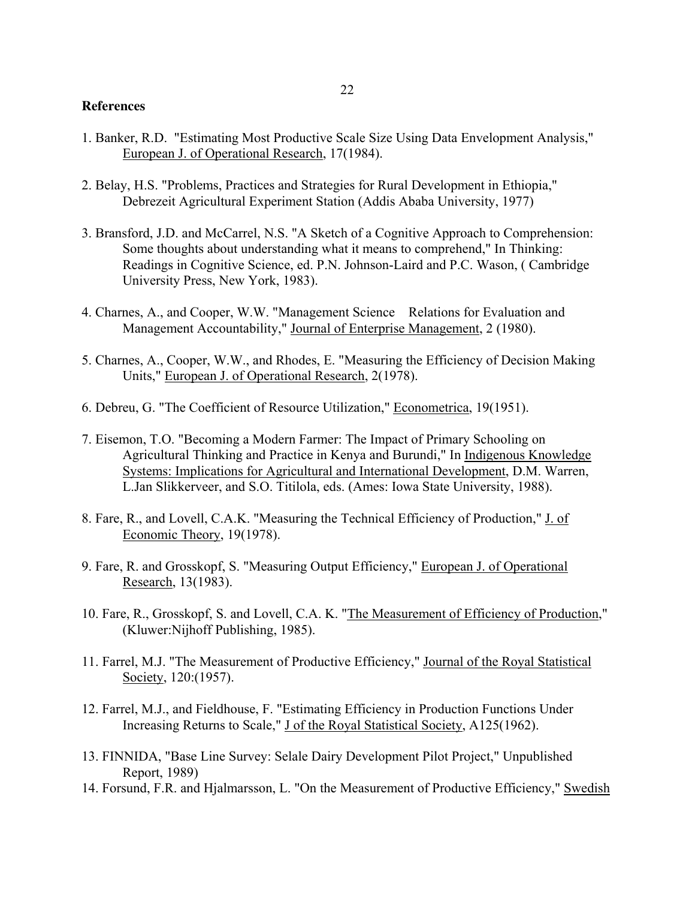**References**

1. Banker, R.D. "Estimating Most Productive Scale Size Using Data Envelopment Analysis," European J. of Operational Research, 17(1984).

2. Belay, H.S. "Problems, Practices and Strategies for Rural Development in Ethiopia," Debrezeit Agricultural Experiment Station (Addis Ababa University, 1977)

3. Bransford, J.D. and McCarrel, N.S. "A Sketch of a Cognitive Approach to Comprehension: Some thoughts about understanding what it means to comprehend," In Thinking: Readings in Cognitive Science, ed. P.N. Johnson-Laird and P.C. Wason, ( Cambridge University Press, New York, 1983).

4. Charnes, A., and Cooper, W.W. "Management Science Relations for Evaluation and Management Accountability," Journal of Enterprise Management, 2 (1980).

5. Charnes, A., Cooper, W.W., and Rhodes, E. "Measuring the Efficiency of Decision Making Units," European J. of Operational Research, 2(1978).

6. Debreu, G. "The Coefficient of Resource Utilization," Econometrica, 19(1951).

7. Eisemon, T.O. "Becoming a Modern Farmer: The Impact of Primary Schooling on Agricultural Thinking and Practice in Kenya and Burundi," In Indigenous Knowledge Systems: Implications for Agricultural and International Development, D.M. Warren, L.Jan Slikkerveer, and S.O. Titilola, eds. (Ames: Iowa State University, 1988).

8. Fare, R., and Lovell, C.A.K. "Measuring the Technical Efficiency of Production," J. of Economic Theory, 19(1978).

9. Fare, R. and Grosskopf, S. "Measuring Output Efficiency," European J. of Operational Research, 13(1983).

10. Fare, R., Grosskopf, S. and Lovell, C.A. K. "The Measurement of Efficiency of Production," (Kluwer:Nijhoff Publishing, 1985).

11. Farrel, M.J. "The Measurement of Productive Efficiency," Journal of the Royal Statistical Society, 120:(1957).

12. Farrel, M.J., and Fieldhouse, F. "Estimating Efficiency in Production Functions Under Increasing Returns to Scale," J of the Royal Statistical Society, A125(1962).

13. FINNIDA, "Base Line Survey: Selale Dairy Development Pilot Project," Unpublished Report, 1989)

14. Forsund, F.R. and Hjalmarsson, L. "On the Measurement of Productive Efficiency," Swedish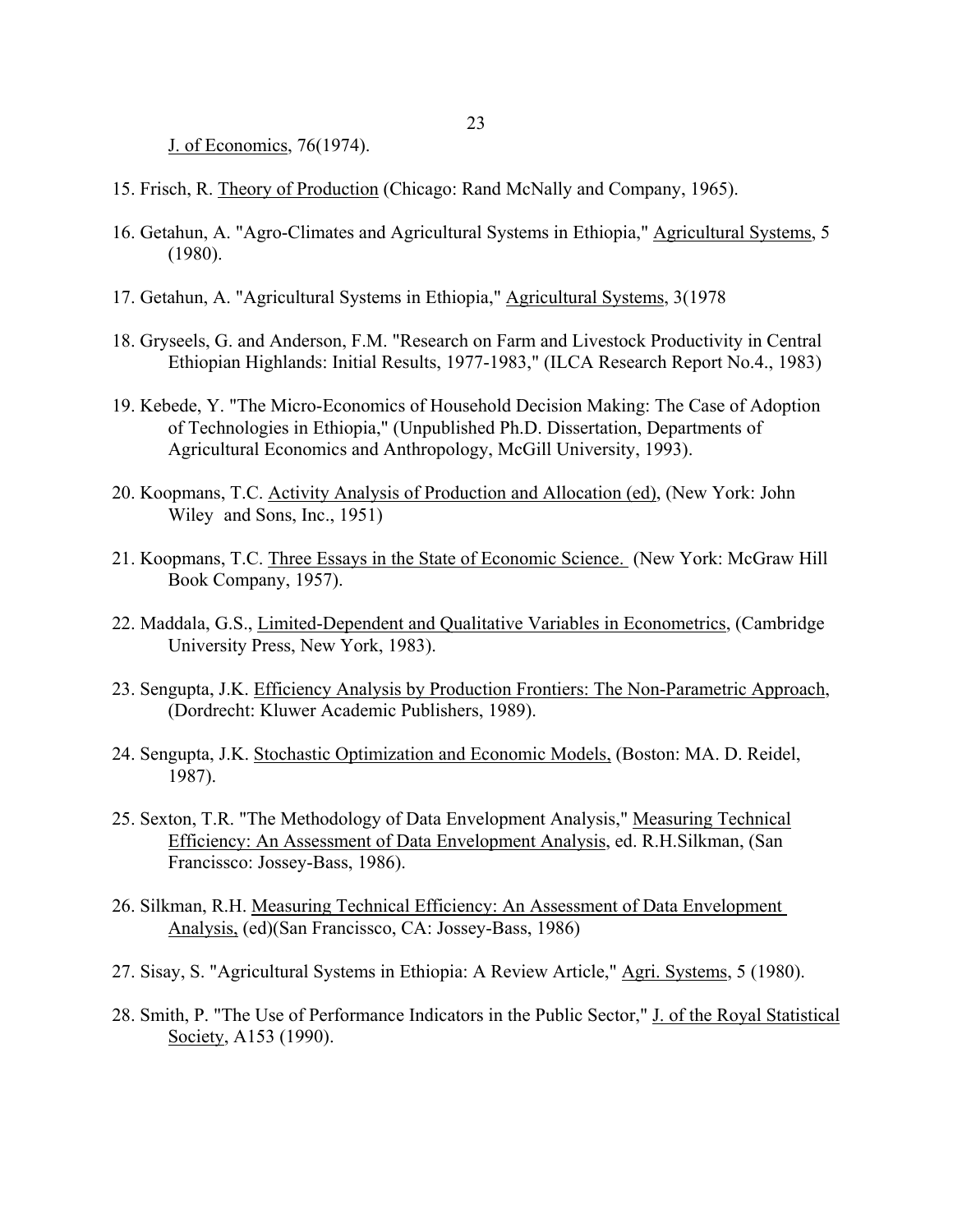J. of Economics, 76(1974).

15. Frisch, R. Theory of Production (Chicago: Rand McNally and Company, 1965).

16. Getahun, A. "Agro-Climates and Agricultural Systems in Ethiopia," Agricultural Systems, 5 (1980).

17. Getahun, A. "Agricultural Systems in Ethiopia," Agricultural Systems, 3(1978

18. Gryseels, G. and Anderson, F.M. "Research on Farm and Livestock Productivity in Central Ethiopian Highlands: Initial Results, 1977-1983," (ILCA Research Report No.4., 1983)

19. Kebede, Y. "The Micro-Economics of Household Decision Making: The Case of Adoption of Technologies in Ethiopia," (Unpublished Ph.D. Dissertation, Departments of Agricultural Economics and Anthropology, McGill University, 1993).

20. Koopmans, T.C. Activity Analysis of Production and Allocation (ed), (New York: John Wiley and Sons, Inc., 1951)

21. Koopmans, T.C. Three Essays in the State of Economic Science. (New York: McGraw Hill Book Company, 1957).

22. Maddala, G.S., Limited-Dependent and Qualitative Variables in Econometrics, (Cambridge University Press, New York, 1983).

23. Sengupta, J.K. Efficiency Analysis by Production Frontiers: The Non-Parametric Approach, (Dordrecht: Kluwer Academic Publishers, 1989).

24. Sengupta, J.K. Stochastic Optimization and Economic Models, (Boston: MA. D. Reidel, 1987).

25. Sexton, T.R. "The Methodology of Data Envelopment Analysis," Measuring Technical Efficiency: An Assessment of Data Envelopment Analysis, ed. R.H.Silkman, (San Francissco: Jossey-Bass, 1986).

26. Silkman, R.H. Measuring Technical Efficiency: An Assessment of Data Envelopment Analysis, (ed)(San Francissco, CA: Jossey-Bass, 1986)

27. Sisay, S. "Agricultural Systems in Ethiopia: A Review Article," Agri. Systems, 5 (1980).

28. Smith, P. "The Use of Performance Indicators in the Public Sector," J. of the Royal Statistical Society, A153 (1990).